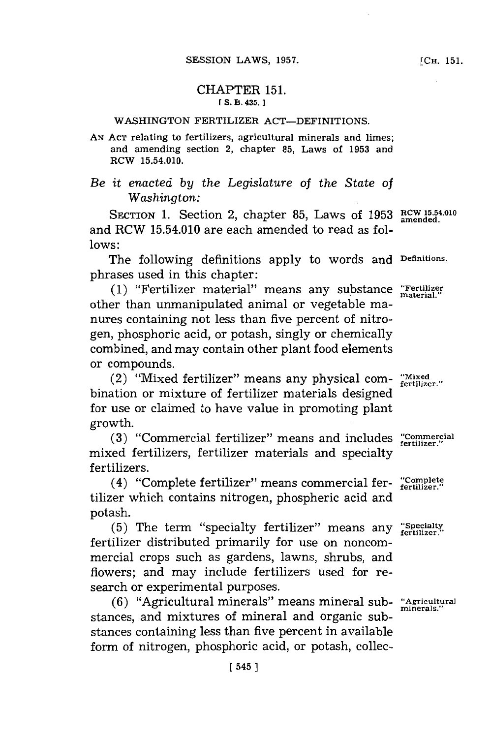# CHAPTER 151.

[S. B. 435.]

## WASHINGTON FERTILIZER ACT—DEFINITIONS.

AN ACT relating to fertilizers, agricultural minerals and limes; and amending section 2, chapter 85, Laws of 1953 and RCW 15.54.010.

*Be it enacted by the Legislature of the State of Washington:*

SECTION 1. Section 2, chapter 85, Laws of 1953 and RCW 15.54.010 are each amended to read as follows:

RCW 15.54.010 amended.

The following definitions apply to words and phrases used in this chapter:

Definitions.

(1) "Fertilizer material" means any substance other than unmanipulated animal or vegetable manures containing not less than five percent of nitrogen, phosphoric acid, or potash, singly or chemically combined, and may contain other plant food elements or compounds.

"Fertilizer material."

(2) "Mixed fertilizer" means any physical combination or mixture of fertilizer materials designed for use or claimed to have value in promoting plant growth.

"Mixed fertilizer."

(3) "Commercial fertilizer" means and includes mixed fertilizers, fertilizer materials and specialty fertilizers.

"Commercial fertilizer."

(4) "Complete fertilizer" means commercial fertilizer which contains nitrogen, phospheric acid and potash.

"Complete fertilizer."

(5) The term "specialty fertilizer" means any fertilizer distributed primarily for use on noncommercial crops such as gardens, lawns, shrubs, and flowers; and may include fertilizers used for research or experimental purposes.

"Specialty fertilizer."

(6) "Agricultural minerals" means mineral substances, and mixtures of mineral and organic substances containing less than five percent in available form of nitrogen, phosphoric acid, or potash, collec-

"Agricultural minerals."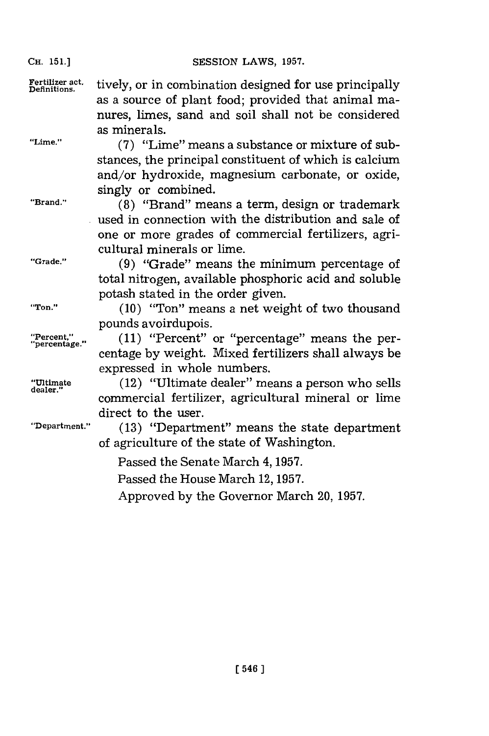tively, or in combination designed for use principally as a source of plant food; provided that animal manures, limes, sand and soil shall not be considered as minerals.

(7) "Lime" means a substance or mixture of substances, the principal constituent of which is calcium and/or hydroxide, magnesium carbonate, or oxide, singly or combined.

(8) "Brand" means a term, design or trademark used in connection with the distribution and sale of one or more grades of commercial fertilizers, agricultural minerals or lime.

(9) "Grade" means the minimum percentage of total nitrogen, available phosphoric acid and soluble potash stated in the order given.

(10) "Ton" means a net weight of two thousand pounds avoirdupois.

(11) "Percent" or "percentage" means the percentage by weight. Mixed fertilizers shall always be expressed in whole numbers.

(12) "Ultimate dealer" means a person who sells commercial fertilizer, agricultural mineral or lime direct to the user.

(13) "Department" means the state department of agriculture of the state of Washington.

Passed the Senate March 4, 1957.

Passed the House March 12, 1957.

Approved by the Governor March 20, 1957.